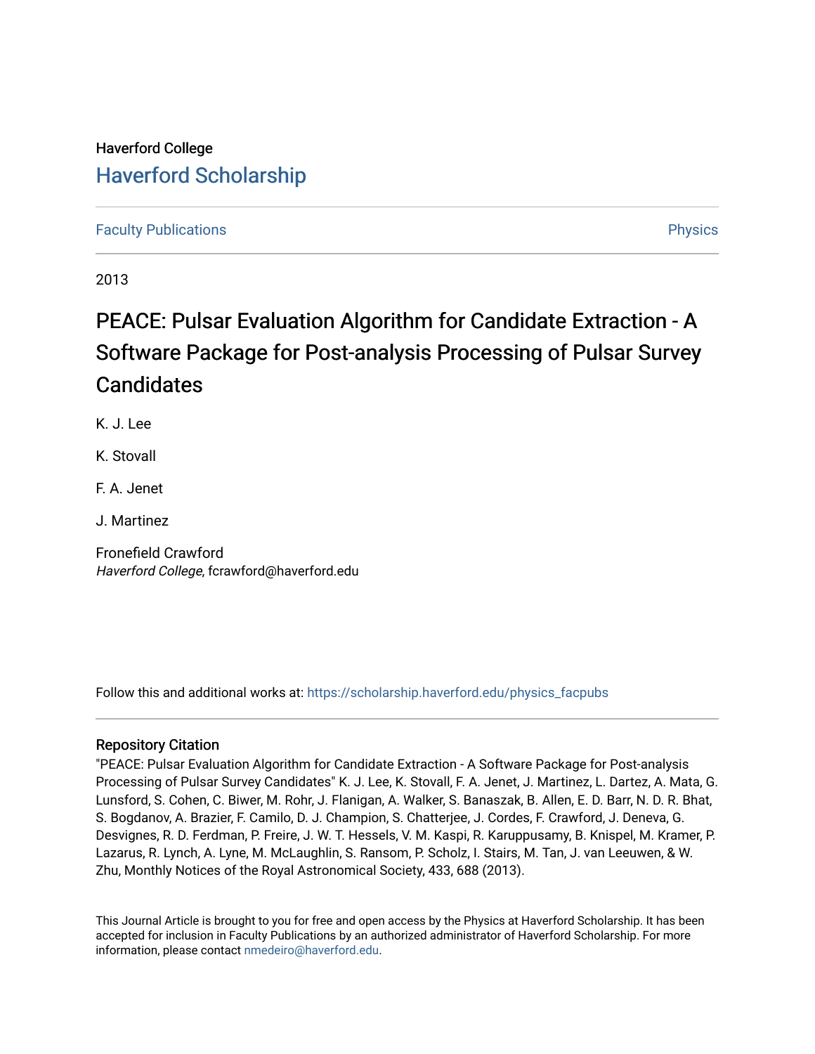Haverford College

## Haverford Scholarship

Faculty Publications | Physics

2013

# PEACE: Pulsar Evaluation Algorithm for Candidate Extraction - A Software Package for Post-analysis Processing of Pulsar Survey Candidates

K. J. Lee

K. Stovall

F. A. Jenet

J. Martinez

Fronefield Crawford
*Haverford College*, fcrawford@haverford.edu

Follow this and additional works at: https://scholarship.haverford.edu/physics_facpubs

### Repository Citation

"PEACE: Pulsar Evaluation Algorithm for Candidate Extraction - A Software Package for Post-analysis Processing of Pulsar Survey Candidates" K. J. Lee, K. Stovall, F. A. Jenet, J. Martinez, L. Dartez, A. Mata, G. Lunsford, S. Cohen, C. Biwer, M. Rohr, J. Flanigan, A. Walker, S. Banaszak, B. Allen, E. D. Barr, N. D. R. Bhat, S. Bogdanov, A. Brazier, F. Camilo, D. J. Champion, S. Chatterjee, J. Cordes, F. Crawford, J. Deneva, G. Desvignes, R. D. Ferdman, P. Freire, J. W. T. Hessels, V. M. Kaspi, R. Karuppusamy, B. Knispel, M. Kramer, P. Lazarus, R. Lynch, A. Lyne, M. McLaughlin, S. Ransom, P. Scholz, I. Stairs, M. Tan, J. van Leeuwen, & W. Zhu, Monthly Notices of the Royal Astronomical Society, 433, 688 (2013).

This Journal Article is brought to you for free and open access by the Physics at Haverford Scholarship. It has been accepted for inclusion in Faculty Publications by an authorized administrator of Haverford Scholarship. For more information, please contact nmedeiro@haverford.edu.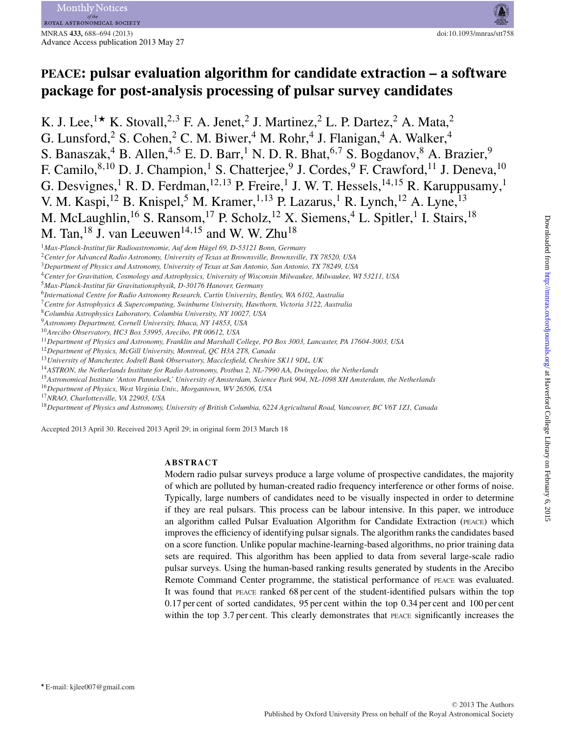# PEACE: pulsar evaluation algorithm for candidate extraction – a software package for post-analysis processing of pulsar survey candidates

K. J. Lee,[1★] K. Stovall,[2,3] F. A. Jenet,[2] J. Martinez,[2] L. P. Dartez,[2] A. Mata,[2] G. Lunsford,[2] S. Cohen,[2] C. M. Biwer,[4] M. Rohr,[4] J. Flanigan,[4] A. Walker,[4] S. Banaszak,[4] B. Allen,[4,5] E. D. Barr,[1] N. D. R. Bhat,[6,7] S. Bogdanov,[8] A. Brazier,[9] F. Camilo,[8,10] D. J. Champion,[1] S. Chatterjee,[9] J. Cordes,[9] F. Crawford,[11] J. Deneva,[10] G. Desvignes,[1] R. D. Ferdman,[12,13] P. Freire,[1] J. W. T. Hessels,[14,15] R. Karuppusamy,[1] V. M. Kaspi,[12] B. Knispel,[5] M. Kramer,[1,13] P. Lazarus,[1] R. Lynch,[12] A. Lyne,[13] M. McLaughlin,[16] S. Ransom,[17] P. Scholz,[12] X. Siemens,[4] L. Spitler,[1] I. Stairs,[18] M. Tan,[18] J. van Leeuwen[14,15] and W. W. Zhu[18]

[1]*Max-Planck-Institut für Radioastronomie, Auf dem Hügel 69, D-53121 Bonn, Germany*
[2]*Center for Advanced Radio Astronomy, University of Texas at Brownsville, Brownsville, TX 78520, USA*
[3]*Department of Physics and Astronomy, University of Texas at San Antonio, San Antonio, TX 78249, USA*
[4]*Center for Gravitation, Cosmology and Astrophysics, University of Wisconsin Milwaukee, Milwaukee, WI 53211, USA*
[5]*Max-Planck-Institut für Gravitationsphysik, D-30176 Hanover, Germany*
[6]*International Centre for Radio Astronomy Research, Curtin University, Bentley, WA 6102, Australia*
[7]*Centre for Astrophysics & Supercomputing, Swinburne University, Hawthorn, Victoria 3122, Australia*
[8]*Columbia Astrophysics Laboratory, Columbia University, NY 10027, USA*
[9]*Astronomy Department, Cornell University, Ithaca, NY 14853, USA*
[10]*Arecibo Observatory, HC3 Box 53995, Arecibo, PR 00612, USA*
[11]*Department of Physics and Astronomy, Franklin and Marshall College, PO Box 3003, Lancaster, PA 17604-3003, USA*
[12]*Department of Physics, McGill University, Montreal, QC H3A 2T8, Canada*
[13]*University of Manchester, Jodrell Bank Observatory, Macclesfield, Cheshire SK11 9DL, UK*
[14]*ASTRON, the Netherlands Institute for Radio Astronomy, Postbus 2, NL-7990 AA, Dwingeloo, the Netherlands*
[15]*Astronomical Institute 'Anton Pannekoek', University of Amsterdam, Science Park 904, NL-1098 XH Amsterdam, the Netherlands*
[16]*Department of Physics, West Virginia Univ., Morgantown, WV 26506, USA*
[17]*NRAO, Charlottesville, VA 22903, USA*
[18]*Department of Physics and Astronomy, University of British Columbia, 6224 Agricultural Road, Vancouver, BC V6T 1Z1, Canada*

Accepted 2013 April 30. Received 2013 April 29; in original form 2013 March 18

## ABSTRACT

Modern radio pulsar surveys produce a large volume of prospective candidates, the majority of which are polluted by human-created radio frequency interference or other forms of noise. Typically, large numbers of candidates need to be visually inspected in order to determine if they are real pulsars. This process can be labour intensive. In this paper, we introduce an algorithm called Pulsar Evaluation Algorithm for Candidate Extraction (PEACE) which improves the efficiency of identifying pulsar signals. The algorithm ranks the candidates based on a score function. Unlike popular machine-learning-based algorithms, no prior training data sets are required. This algorithm has been applied to data from several large-scale radio pulsar surveys. Using the human-based ranking results generated by students in the Arecibo Remote Command Center programme, the statistical performance of PEACE was evaluated. It was found that PEACE ranked 68 per cent of the student-identified pulsars within the top 0.17 per cent of sorted candidates, 95 per cent within the top 0.34 per cent and 100 per cent within the top 3.7 per cent. This clearly demonstrates that PEACE significantly increases the

★E-mail: kjlee007@gmail.com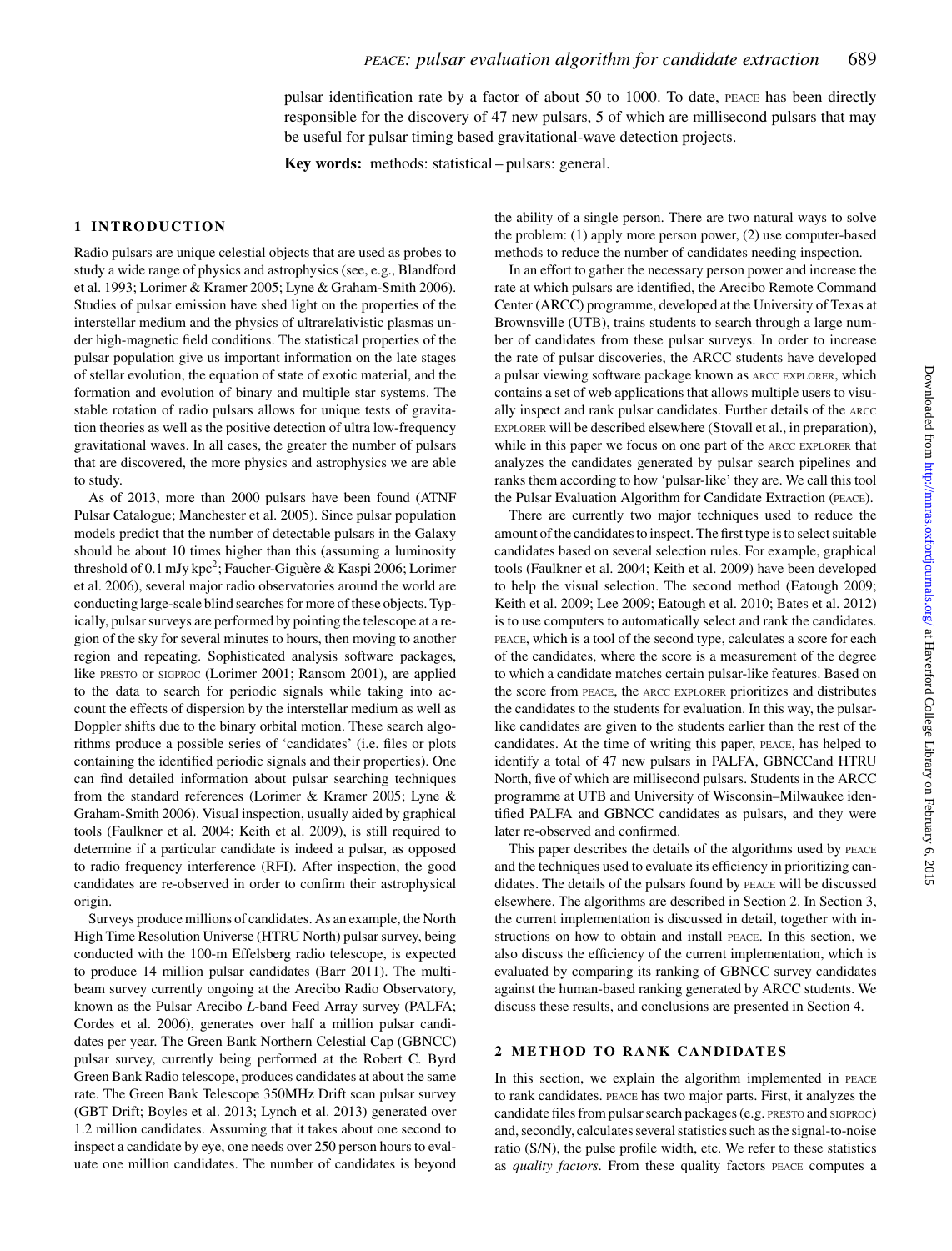pulsar identification rate by a factor of about 50 to 1000. To date, PEACE has been directly responsible for the discovery of 47 new pulsars, 5 of which are millisecond pulsars that may be useful for pulsar timing based gravitational-wave detection projects.

**Key words:** methods: statistical – pulsars: general.

## 1 INTRODUCTION

Radio pulsars are unique celestial objects that are used as probes to study a wide range of physics and astrophysics (see, e.g., Blandford et al. 1993; Lorimer & Kramer 2005; Lyne & Graham-Smith 2006). Studies of pulsar emission have shed light on the properties of the interstellar medium and the physics of ultrarelativistic plasmas under high-magnetic field conditions. The statistical properties of the pulsar population give us important information on the late stages of stellar evolution, the equation of state of exotic material, and the formation and evolution of binary and multiple star systems. The stable rotation of radio pulsars allows for unique tests of gravitation theories as well as the positive detection of ultra low-frequency gravitational waves. In all cases, the greater the number of pulsars that are discovered, the more physics and astrophysics we are able to study.

As of 2013, more than 2000 pulsars have been found (ATNF Pulsar Catalogue; Manchester et al. 2005). Since pulsar population models predict that the number of detectable pulsars in the Galaxy should be about 10 times higher than this (assuming a luminosity threshold of 0.1 mJy kpc$^2$; Faucher-Giguère & Kaspi 2006; Lorimer et al. 2006), several major radio observatories around the world are conducting large-scale blind searches for more of these objects. Typically, pulsar surveys are performed by pointing the telescope at a region of the sky for several minutes to hours, then moving to another region and repeating. Sophisticated analysis software packages, like PRESTO or SIGPROC (Lorimer 2001; Ransom 2001), are applied to the data to search for periodic signals while taking into account the effects of dispersion by the interstellar medium as well as Doppler shifts due to the binary orbital motion. These search algorithms produce a possible series of 'candidates' (i.e. files or plots containing the identified periodic signals and their properties). One can find detailed information about pulsar searching techniques from the standard references (Lorimer & Kramer 2005; Lyne & Graham-Smith 2006). Visual inspection, usually aided by graphical tools (Faulkner et al. 2004; Keith et al. 2009), is still required to determine if a particular candidate is indeed a pulsar, as opposed to radio frequency interference (RFI). After inspection, the good candidates are re-observed in order to confirm their astrophysical origin.

Surveys produce millions of candidates. As an example, the North High Time Resolution Universe (HTRU North) pulsar survey, being conducted with the 100-m Effelsberg radio telescope, is expected to produce 14 million pulsar candidates (Barr 2011). The multibeam survey currently ongoing at the Arecibo Radio Observatory, known as the Pulsar Arecibo *L*-band Feed Array survey (PALFA; Cordes et al. 2006), generates over half a million pulsar candidates per year. The Green Bank Northern Celestial Cap (GBNCC) pulsar survey, currently being performed at the Robert C. Byrd Green Bank Radio telescope, produces candidates at about the same rate. The Green Bank Telescope 350MHz Drift scan pulsar survey (GBT Drift; Boyles et al. 2013; Lynch et al. 2013) generated over 1.2 million candidates. Assuming that it takes about one second to inspect a candidate by eye, one needs over 250 person hours to evaluate one million candidates. The number of candidates is beyond the ability of a single person. There are two natural ways to solve the problem: (1) apply more person power, (2) use computer-based methods to reduce the number of candidates needing inspection.

In an effort to gather the necessary person power and increase the rate at which pulsars are identified, the Arecibo Remote Command Center (ARCC) programme, developed at the University of Texas at Brownsville (UTB), trains students to search through a large number of candidates from these pulsar surveys. In order to increase the rate of pulsar discoveries, the ARCC students have developed a pulsar viewing software package known as ARCC EXPLORER, which contains a set of web applications that allows multiple users to visually inspect and rank pulsar candidates. Further details of the ARCC EXPLORER will be described elsewhere (Stovall et al., in preparation), while in this paper we focus on one part of the ARCC EXPLORER that analyzes the candidates generated by pulsar search pipelines and ranks them according to how 'pulsar-like' they are. We call this tool the Pulsar Evaluation Algorithm for Candidate Extraction (PEACE).

There are currently two major techniques used to reduce the amount of the candidates to inspect. The first type is to select suitable candidates based on several selection rules. For example, graphical tools (Faulkner et al. 2004; Keith et al. 2009) have been developed to help the visual selection. The second method (Eatough 2009; Keith et al. 2009; Lee 2009; Eatough et al. 2010; Bates et al. 2012) is to use computers to automatically select and rank the candidates. PEACE, which is a tool of the second type, calculates a score for each of the candidates, where the score is a measurement of the degree to which a candidate matches certain pulsar-like features. Based on the score from PEACE, the ARCC EXPLORER prioritizes and distributes the candidates to the students for evaluation. In this way, the pulsar-like candidates are given to the students earlier than the rest of the candidates. At the time of writing this paper, PEACE, has helped to identify a total of 47 new pulsars in PALFA, GBNCCand HTRU North, five of which are millisecond pulsars. Students in the ARCC programme at UTB and University of Wisconsin–Milwaukee identified PALFA and GBNCC candidates as pulsars, and they were later re-observed and confirmed.

This paper describes the details of the algorithms used by PEACE and the techniques used to evaluate its efficiency in prioritizing candidates. The details of the pulsars found by PEACE will be discussed elsewhere. The algorithms are described in Section 2. In Section 3, the current implementation is discussed in detail, together with instructions on how to obtain and install PEACE. In this section, we also discuss the efficiency of the current implementation, which is evaluated by comparing its ranking of GBNCC survey candidates against the human-based ranking generated by ARCC students. We discuss these results, and conclusions are presented in Section 4.

## 2 METHOD TO RANK CANDIDATES

In this section, we explain the algorithm implemented in PEACE to rank candidates. PEACE has two major parts. First, it analyzes the candidate files from pulsar search packages (e.g. PRESTO and SIGPROC) and, secondly, calculates several statistics such as the signal-to-noise ratio (S/N), the pulse profile width, etc. We refer to these statistics as *quality factors*. From these quality factors PEACE computes a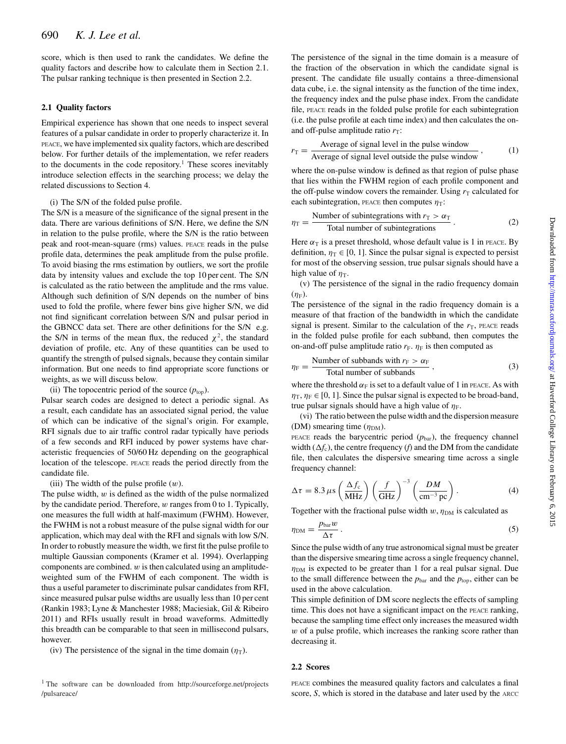score, which is then used to rank the candidates. We define the quality factors and describe how to calculate them in Section 2.1. The pulsar ranking technique is then presented in Section 2.2.

### 2.1 Quality factors

Empirical experience has shown that one needs to inspect several features of a pulsar candidate in order to properly characterize it. In PEACE, we have implemented six quality factors, which are described below. For further details of the implementation, we refer readers to the documents in the code repository.[1] These scores inevitably introduce selection effects in the searching process; we delay the related discussions to Section 4.

(i) The S/N of the folded pulse profile.

The S/N is a measure of the significance of the signal present in the data. There are various definitions of S/N. Here, we define the S/N in relation to the pulse profile, where the S/N is the ratio between peak and root-mean-square (rms) values. PEACE reads in the pulse profile data, determines the peak amplitude from the pulse profile. To avoid biasing the rms estimation by outliers, we sort the profile data by intensity values and exclude the top 10 per cent. The S/N is calculated as the ratio between the amplitude and the rms value. Although such definition of S/N depends on the number of bins used to fold the profile, where fewer bins give higher S/N, we did not find significant correlation between S/N and pulsar period in the GBNCC data set. There are other definitions for the S/N e.g. the S/N in terms of the mean flux, the reduced $\chi^2$, the standard deviation of profile, etc. Any of these quantities can be used to quantify the strength of pulsed signals, because they contain similar information. But one needs to find appropriate score functions or weights, as we will discuss below.

(ii) The topocentric period of the source ($p_{\rm top}$).

Pulsar search codes are designed to detect a periodic signal. As a result, each candidate has an associated signal period, the value of which can be indicative of the signal's origin. For example, RFI signals due to air traffic control radar typically have periods of a few seconds and RFI induced by power systems have characteristic frequencies of 50/60 Hz depending on the geographical location of the telescope. PEACE reads the period directly from the candidate file.

(iii) The width of the pulse profile ($w$).

The pulse width, $w$ is defined as the width of the pulse normalized by the candidate period. Therefore, $w$ ranges from 0 to 1. Typically, one measures the full width at half-maximum (FWHM). However, the FWHM is not a robust measure of the pulse signal width for our application, which may deal with the RFI and signals with low S/N. In order to robustly measure the width, we first fit the pulse profile to multiple Gaussian components (Kramer et al. 1994). Overlapping components are combined. $w$ is then calculated using an amplitude-weighted sum of the FWHM of each component. The width is thus a useful parameter to discriminate pulsar candidates from RFI, since measured pulsar pulse widths are usually less than 10 per cent (Rankin 1983; Lyne & Manchester 1988; Maciesiak, Gil & Ribeiro 2011) and RFIs usually result in broad waveforms. Admittedly this breadth can be comparable to that seen in millisecond pulsars, however.

(iv) The persistence of the signal in the time domain ($\eta_{\rm T}$).

The persistence of the signal in the time domain is a measure of the fraction of the observation in which the candidate signal is present. The candidate file usually contains a three-dimensional data cube, i.e. the signal intensity as the function of the time index, the frequency index and the pulse phase index. From the candidate file, PEACE reads in the folded pulse profile for each subintegration (i.e. the pulse profile at each time index) and then calculates the on- and off-pulse amplitude ratio $r_{\rm T}$:

$$r_{\rm T} = \frac{\text{Average of signal level in the pulse window}}{\text{Average of signal level outside the pulse window}}\,, \tag{1}$$

where the on-pulse window is defined as that region of pulse phase that lies within the FWHM region of each profile component and the off-pulse window covers the remainder. Using $r_{\rm T}$ calculated for each subintegration, PEACE then computes $\eta_{\rm T}$:

$$\eta_{\rm T} = \frac{\text{Number of subintegrations with } r_{\rm T} > \alpha_{\rm T}}{\text{Total number of subintegrations}}\,. \tag{2}$$

Here $\alpha_{\rm T}$ is a preset threshold, whose default value is 1 in PEACE. By definition, $\eta_{\rm T} \in [0, 1]$. Since the pulsar signal is expected to persist for most of the observing session, true pulsar signals should have a high value of $\eta_{\rm T}$.

(v) The persistence of the signal in the radio frequency domain ($\eta_{\rm F}$).

The persistence of the signal in the radio frequency domain is a measure of that fraction of the bandwidth in which the candidate signal is present. Similar to the calculation of the $r_{\rm T}$, PEACE reads in the folded pulse profile for each subband, then computes the on-and-off pulse amplitude ratio $r_{\rm F}$. $\eta_{\rm F}$ is then computed as

$$\eta_{\rm F} = \frac{\text{Number of subbands with } r_{\rm F} > \alpha_{\rm F}}{\text{Total number of subbands}}\,, \tag{3}$$

where the threshold $\alpha_{\rm F}$ is set to a default value of 1 in PEACE. As with $\eta_{\rm T}$, $\eta_{\rm F} \in [0, 1]$. Since the pulsar signal is expected to be broad-band, true pulsar signals should have a high value of $\eta_{\rm F}$.

(vi) The ratio between the pulse width and the dispersion measure (DM) smearing time ($\eta_{\rm DM}$).

PEACE reads the barycentric period ($p_{\rm bar}$), the frequency channel width ($\Delta f_{\rm c}$), the centre frequency ($f$) and the DM from the candidate file, then calculates the dispersive smearing time across a single frequency channel:

$$\Delta\tau = 8.3\,\mu{\rm s}\left(\frac{\Delta f_{\rm c}}{\rm MHz}\right)\left(\frac{f}{\rm GHz}\right)^{-3}\left(\frac{DM}{\rm cm^{-3}\,pc}\right). \tag{4}$$

Together with the fractional pulse width $w$, $\eta_{\rm DM}$ is calculated as

$$\eta_{\rm DM} = \frac{p_{\rm bar} w}{\Delta\tau}\,. \tag{5}$$

Since the pulse width of any true astronomical signal must be greater than the dispersive smearing time across a single frequency channel, $\eta_{\rm DM}$ is expected to be greater than 1 for a real pulsar signal. Due to the small difference between the $p_{\rm bar}$ and the $p_{\rm top}$, either can be used in the above calculation.

This simple definition of DM score neglects the effects of sampling time. This does not have a significant impact on the PEACE ranking, because the sampling time effect only increases the measured width $w$ of a pulse profile, which increases the ranking score rather than decreasing it.

### 2.2 Scores

PEACE combines the measured quality factors and calculates a final score, $S$, which is stored in the database and later used by the ARCC

[1] The software can be downloaded from http://sourceforge.net/projects/pulsareace/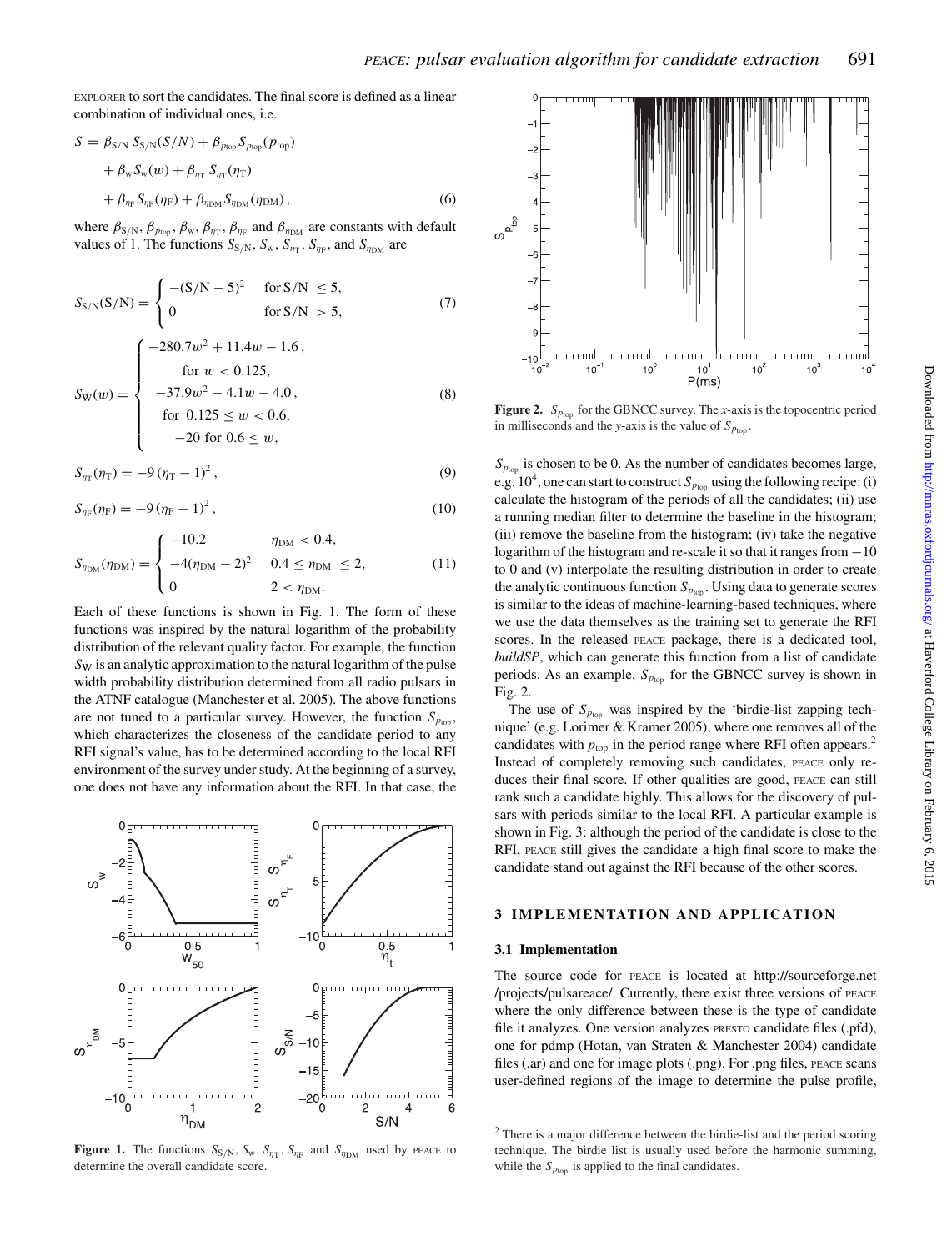EXPLORER to sort the candidates. The final score is defined as a linear combination of individual ones, i.e.

$$
\begin{aligned}
S = &\ \beta_{\rm S/N}\, S_{\rm S/N}(S/N) + \beta_{p_{\rm top}} S_{p_{\rm top}}(p_{\rm top}) \\
&+ \beta_{\rm w} S_{\rm w}(w) + \beta_{\eta_{\rm T}}\, S_{\eta_{\rm T}}(\eta_{\rm T}) \\
&+ \beta_{\eta_{\rm F}} S_{\eta_{\rm F}}(\eta_{\rm F}) + \beta_{\eta_{\rm DM}} S_{\eta_{\rm DM}}(\eta_{\rm DM})\,,
\end{aligned}
\tag{6}
$$

where $\beta_{\rm S/N}$, $\beta_{p_{\rm top}}$, $\beta_{\rm w}$, $\beta_{\eta_{\rm T}}$, $\beta_{\eta_{\rm F}}$ and $\beta_{\eta_{\rm DM}}$ are constants with default values of 1. The functions $S_{\rm S/N}$, $S_{\rm w}$, $S_{\eta_{\rm T}}$, $S_{\eta_{\rm F}}$, and $S_{\eta_{\rm DM}}$ are

$$
S_{\rm S/N}({\rm S/N}) = \begin{cases} -({\rm S/N} - 5)^2 & \text{for S/N } \le 5, \\ 0 & \text{for S/N } > 5, \end{cases} \tag{7}
$$

$$
S_{\rm W}(w) = \begin{cases} -280.7w^2 + 11.4w - 1.6\,, \\ \quad \text{for } w < 0.125, \\ -37.9w^2 - 4.1w - 4.0\,, \\ \quad \text{for } 0.125 \le w < 0.6, \\ \quad -20 \text{ for } 0.6 \le w, \end{cases} \tag{8}
$$

$$
S_{\eta_{\rm T}}(\eta_{\rm T}) = -9\,(\eta_{\rm T} - 1)^2\,, \tag{9}
$$

$$
S_{\eta_{\rm F}}(\eta_{\rm F}) = -9\,(\eta_{\rm F} - 1)^2\,, \tag{10}
$$

$$
S_{\eta_{\rm DM}}(\eta_{\rm DM}) = \begin{cases} -10.2 & \eta_{\rm DM} < 0.4, \\ -4(\eta_{\rm DM} - 2)^2 & 0.4 \le \eta_{\rm DM} \le 2, \\ 0 & 2 < \eta_{\rm DM}. \end{cases} \tag{11}
$$

Each of these functions is shown in Fig. 1. The form of these functions was inspired by the natural logarithm of the probability distribution of the relevant quality factor. For example, the function $S_{\rm W}$ is an analytic approximation to the natural logarithm of the pulse width probability distribution determined from all radio pulsars in the ATNF catalogue (Manchester et al. 2005). The above functions are not tuned to a particular survey. However, the function $S_{p_{\rm top}}$, which characterizes the closeness of the candidate period to any RFI signal's value, has to be determined according to the local RFI environment of the survey under study. At the beginning of a survey, one does not have any information about the RFI. In that case, the $S_{p_{\rm top}}$ is chosen to be 0. As the number of candidates becomes large, e.g. $10^4$, one can start to construct $S_{p_{\rm top}}$ using the following recipe: (i) calculate the histogram of the periods of all the candidates; (ii) use a running median filter to determine the baseline in the histogram; (iii) remove the baseline from the histogram; (iv) take the negative logarithm of the histogram and re-scale it so that it ranges from −10 to 0 and (v) interpolate the resulting distribution in order to create the analytic continuous function $S_{p_{\rm top}}$. Using data to generate scores is similar to the ideas of machine-learning-based techniques, where we use the data themselves as the training set to generate the RFI scores. In the released PEACE package, there is a dedicated tool, *buildSP*, which can generate this function from a list of candidate periods. As an example, $S_{p_{\rm top}}$ for the GBNCC survey is shown in Fig. 2.

**Figure 1.** The functions $S_{\rm S/N}$, $S_{\rm w}$, $S_{\eta_{\rm T}}$, $S_{\eta_{\rm F}}$ and $S_{\eta_{\rm DM}}$ used by PEACE to determine the overall candidate score.

**Figure 2.** $S_{p_{\rm top}}$ for the GBNCC survey. The *x*-axis is the topocentric period in milliseconds and the *y*-axis is the value of $S_{p_{\rm top}}$.

The use of $S_{p_{\rm top}}$ was inspired by the 'birdie-list zapping technique' (e.g. Lorimer & Kramer 2005), where one removes all of the candidates with $p_{\rm top}$ in the period range where RFI often appears.[2] Instead of completely removing such candidates, PEACE only reduces their final score. If other qualities are good, PEACE can still rank such a candidate highly. This allows for the discovery of pulsars with periods similar to the local RFI. A particular example is shown in Fig. 3: although the period of the candidate is close to the RFI, PEACE still gives the candidate a high final score to make the candidate stand out against the RFI because of the other scores.

## 3 IMPLEMENTATION AND APPLICATION

### 3.1 Implementation

The source code for PEACE is located at http://sourceforge.net/projects/pulsareace/. Currently, there exist three versions of PEACE where the only difference between these is the type of candidate file it analyzes. One version analyzes PRESTO candidate files (.pfd), one for pdmp (Hotan, van Straten & Manchester 2004) candidate files (.ar) and one for image plots (.png). For .png files, PEACE scans user-defined regions of the image to determine the pulse profile,

[2] There is a major difference between the birdie-list and the period scoring technique. The birdie list is usually used before the harmonic summing, while the $S_{p_{\rm top}}$ is applied to the final candidates.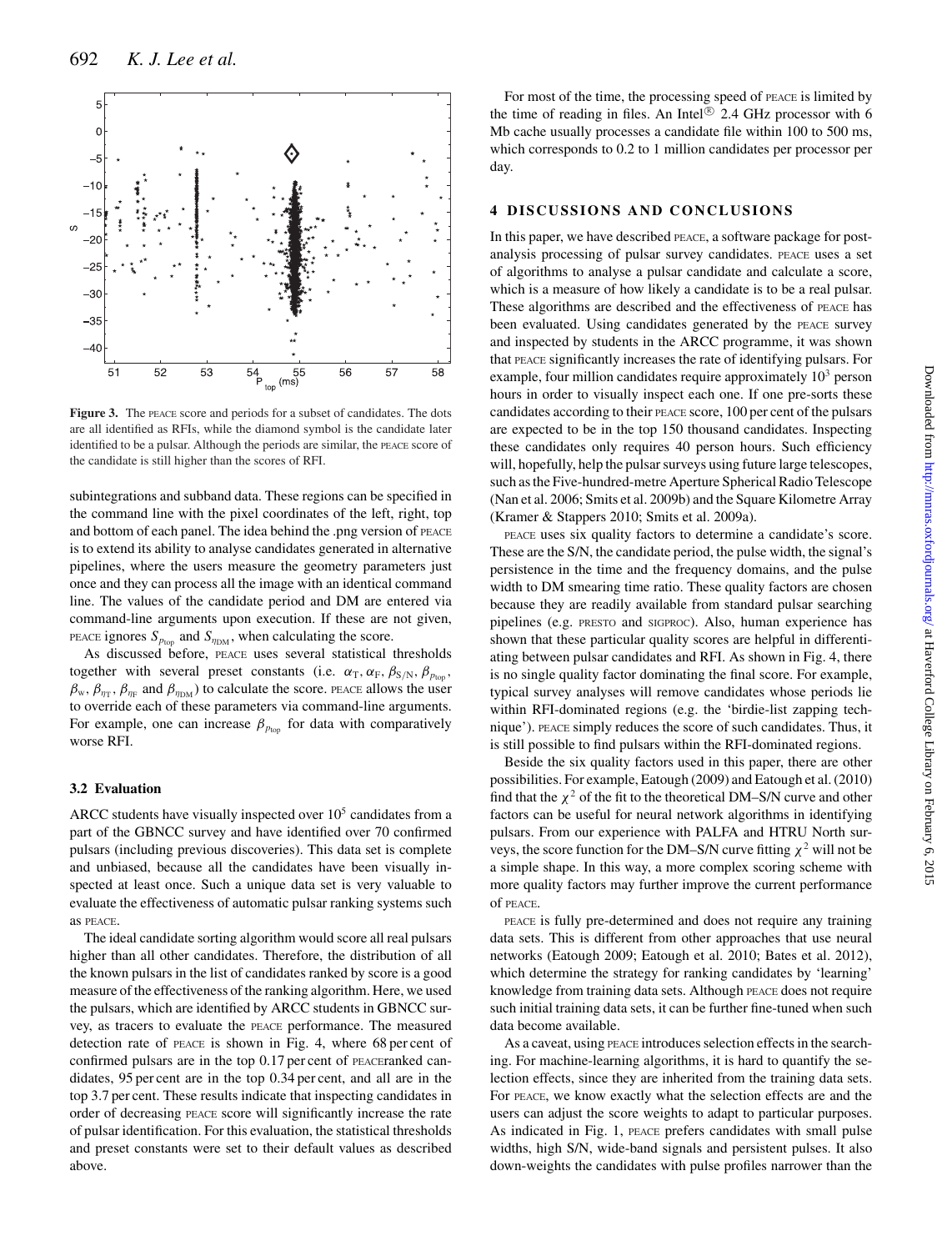S

5

0

−5

−10

−15

−20

−25

−30

−35

−40

51 52 53 54 55 56 57 58

$P_{\rm top}$ (ms)

**Figure 3.** The PEACE score and periods for a subset of candidates. The dots are all identified as RFIs, while the diamond symbol is the candidate later identified to be a pulsar. Although the periods are similar, the PEACE score of the candidate is still higher than the scores of RFI.

subintegrations and subband data. These regions can be specified in the command line with the pixel coordinates of the left, right, top and bottom of each panel. The idea behind the .png version of PEACE is to extend its ability to analyse candidates generated in alternative pipelines, where the users measure the geometry parameters just once and they can process all the image with an identical command line. The values of the candidate period and DM are entered via command-line arguments upon execution. If these are not given, PEACE ignores $S_{p_{\rm top}}$ and $S_{\eta_{\rm DM}}$, when calculating the score.

As discussed before, PEACE uses several statistical thresholds together with several preset constants (i.e. $\alpha_{\rm T}$, $\alpha_{\rm F}$, $\beta_{\rm S/N}$, $\beta_{p_{\rm top}}$, $\beta_{\rm w}$, $\beta_{\eta_{\rm T}}$, $\beta_{\eta_{\rm F}}$ and $\beta_{\eta_{\rm DM}}$) to calculate the score. PEACE allows the user to override each of these parameters via command-line arguments. For example, one can increase $\beta_{p_{\rm top}}$ for data with comparatively worse RFI.

### 3.2 Evaluation

ARCC students have visually inspected over $10^5$ candidates from a part of the GBNCC survey and have identified over 70 confirmed pulsars (including previous discoveries). This data set is complete and unbiased, because all the candidates have been visually inspected at least once. Such a unique data set is very valuable to evaluate the effectiveness of automatic pulsar ranking systems such as PEACE.

The ideal candidate sorting algorithm would score all real pulsars higher than all other candidates. Therefore, the distribution of all the known pulsars in the list of candidates ranked by score is a good measure of the effectiveness of the ranking algorithm. Here, we used the pulsars, which are identified by ARCC students in GBNCC survey, as tracers to evaluate the PEACE performance. The measured detection rate of PEACE is shown in Fig. 4, where 68 per cent of confirmed pulsars are in the top 0.17 per cent of PEACEranked candidates, 95 per cent are in the top 0.34 per cent, and all are in the top 3.7 per cent. These results indicate that inspecting candidates in order of decreasing PEACE score will significantly increase the rate of pulsar identification. For this evaluation, the statistical thresholds and preset constants were set to their default values as described above.

For most of the time, the processing speed of PEACE is limited by the time of reading in files. An Intel® 2.4 GHz processor with 6 Mb cache usually processes a candidate file within 100 to 500 ms, which corresponds to 0.2 to 1 million candidates per processor per day.

## 4 DISCUSSIONS AND CONCLUSIONS

In this paper, we have described PEACE, a software package for post-analysis processing of pulsar survey candidates. PEACE uses a set of algorithms to analyse a pulsar candidate and calculate a score, which is a measure of how likely a candidate is to be a real pulsar. These algorithms are described and the effectiveness of PEACE has been evaluated. Using candidates generated by the PEACE survey and inspected by students in the ARCC programme, it was shown that PEACE significantly increases the rate of identifying pulsars. For example, four million candidates require approximately $10^3$ person hours in order to visually inspect each one. If one pre-sorts these candidates according to their PEACE score, 100 per cent of the pulsars are expected to be in the top 150 thousand candidates. Inspecting these candidates only requires 40 person hours. Such efficiency will, hopefully, help the pulsar surveys using future large telescopes, such as the Five-hundred-metre Aperture Spherical Radio Telescope (Nan et al. 2006; Smits et al. 2009b) and the Square Kilometre Array (Kramer & Stappers 2010; Smits et al. 2009a).

PEACE uses six quality factors to determine a candidate's score. These are the S/N, the candidate period, the pulse width, the signal's persistence in the time and the frequency domains, and the pulse width to DM smearing time ratio. These quality factors are chosen because they are readily available from standard pulsar searching pipelines (e.g. PRESTO and SIGPROC). Also, human experience has shown that these particular quality scores are helpful in differentiating between pulsar candidates and RFI. As shown in Fig. 4, there is no single quality factor dominating the final score. For example, typical survey analyses will remove candidates whose periods lie within RFI-dominated regions (e.g. the 'birdie-list zapping technique'). PEACE simply reduces the score of such candidates. Thus, it is still possible to find pulsars within the RFI-dominated regions.

Beside the six quality factors used in this paper, there are other possibilities. For example, Eatough (2009) and Eatough et al. (2010) find that the $\chi^2$ of the fit to the theoretical DM–S/N curve and other factors can be useful for neural network algorithms in identifying pulsars. From our experience with PALFA and HTRU North surveys, the score function for the DM–S/N curve fitting $\chi^2$ will not be a simple shape. In this way, a more complex scoring scheme with more quality factors may further improve the current performance of PEACE.

PEACE is fully pre-determined and does not require any training data sets. This is different from other approaches that use neural networks (Eatough 2009; Eatough et al. 2010; Bates et al. 2012), which determine the strategy for ranking candidates by 'learning' knowledge from training data sets. Although PEACE does not require such initial training data sets, it can be further fine-tuned when such data become available.

As a caveat, using PEACE introduces selection effects in the searching. For machine-learning algorithms, it is hard to quantify the selection effects, since they are inherited from the training data sets. For PEACE, we know exactly what the selection effects are and the users can adjust the score weights to adapt to particular purposes. As indicated in Fig. 1, PEACE prefers candidates with small pulse widths, high S/N, wide-band signals and persistent pulses. It also down-weights the candidates with pulse profiles narrower than the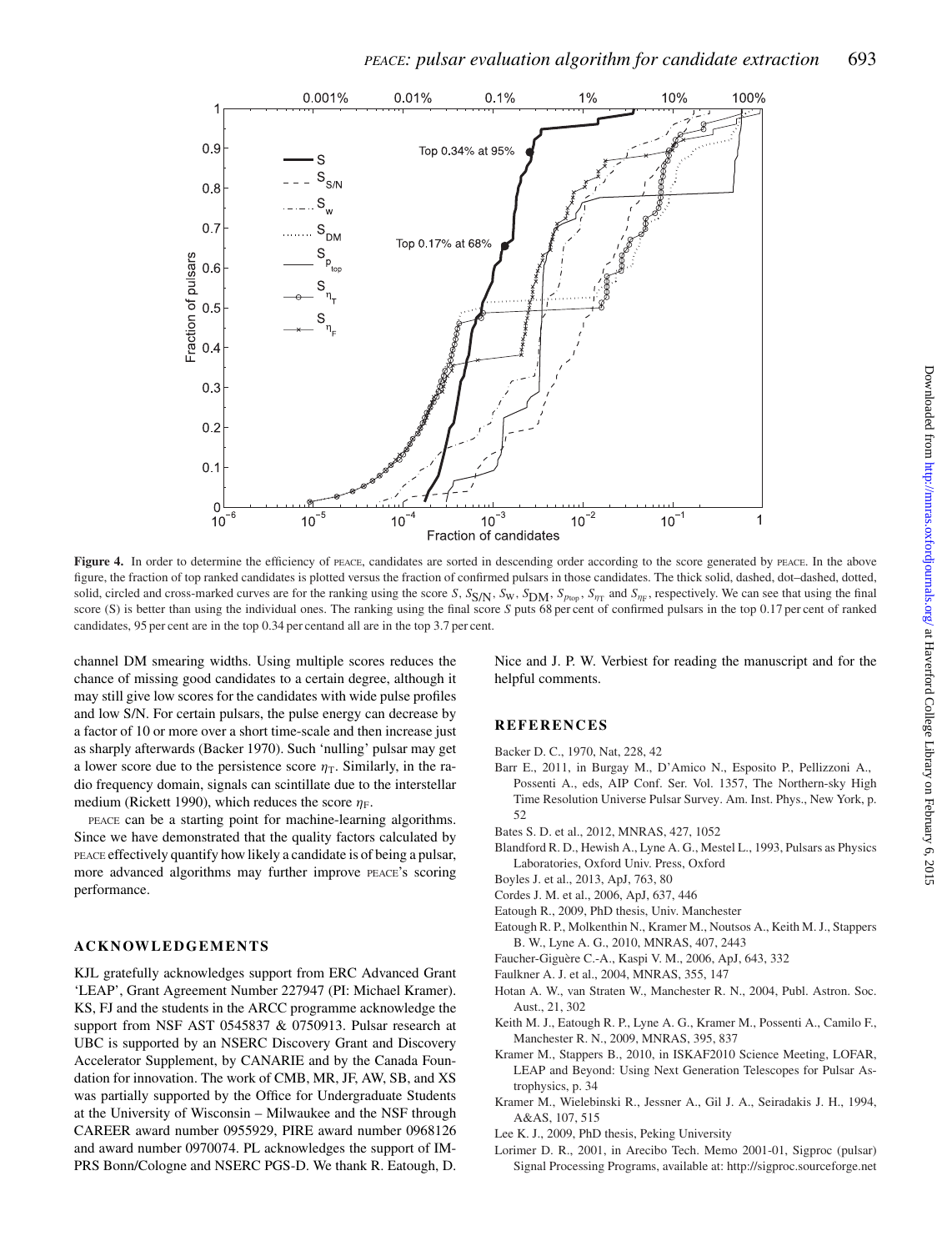**Figure 4.** In order to determine the efficiency of PEACE, candidates are sorted in descending order according to the score generated by PEACE. In the above figure, the fraction of top ranked candidates is plotted versus the fraction of confirmed pulsars in those candidates. The thick solid, dashed, dot–dashed, dotted, solid, circled and cross-marked curves are for the ranking using the score $S$, $S_{\rm S/N}$, $S_{\rm W}$, $S_{\rm DM}$, $S_{p_{\rm top}}$, $S_{\eta_{\rm T}}$ and $S_{\eta_{\rm F}}$, respectively. We can see that using the final score (S) is better than using the individual ones. The ranking using the final score $S$ puts 68 per cent of confirmed pulsars in the top 0.17 per cent of ranked candidates, 95 per cent are in the top 0.34 per cent and all are in the top 3.7 per cent.

channel DM smearing widths. Using multiple scores reduces the chance of missing good candidates to a certain degree, although it may still give low scores for the candidates with wide pulse profiles and low S/N. For certain pulsars, the pulse energy can decrease by a factor of 10 or more over a short time-scale and then increase just as sharply afterwards (Backer 1970). Such 'nulling' pulsar may get a lower score due to the persistence score $\eta_{\rm T}$. Similarly, in the radio frequency domain, signals can scintillate due to the interstellar medium (Rickett 1990), which reduces the score $\eta_{\rm F}$.

PEACE can be a starting point for machine-learning algorithms. Since we have demonstrated that the quality factors calculated by PEACE effectively quantify how likely a candidate is of being a pulsar, more advanced algorithms may further improve PEACE's scoring performance.

## ACKNOWLEDGEMENTS

KJL gratefully acknowledges support from ERC Advanced Grant 'LEAP', Grant Agreement Number 227947 (PI: Michael Kramer). KS, FJ and the students in the ARCC programme acknowledge the support from NSF AST 0545837 & 0750913. Pulsar research at UBC is supported by an NSERC Discovery Grant and Discovery Accelerator Supplement, by CANARIE and by the Canada Foundation for innovation. The work of CMB, MR, JF, AW, SB, and XS was partially supported by the Office for Undergraduate Students at the University of Wisconsin – Milwaukee and the NSF through CAREER award number 0955929, PIRE award number 0968126 and award number 0970074. PL acknowledges the support of IMPRS Bonn/Cologne and NSERC PGS-D. We thank R. Eatough, D. Nice and J. P. W. Verbiest for reading the manuscript and for the helpful comments.

## REFERENCES

Backer D. C., 1970, Nat, 228, 42

Barr E., 2011, in Burgay M., D'Amico N., Esposito P., Pellizzoni A., Possenti A., eds, AIP Conf. Ser. Vol. 1357, The Northern-sky High Time Resolution Universe Pulsar Survey. Am. Inst. Phys., New York, p. 52

Bates S. D. et al., 2012, MNRAS, 427, 1052

Blandford R. D., Hewish A., Lyne A. G., Mestel L., 1993, Pulsars as Physics Laboratories, Oxford Univ. Press, Oxford

Boyles J. et al., 2013, ApJ, 763, 80

Cordes J. M. et al., 2006, ApJ, 637, 446

Eatough R., 2009, PhD thesis, Univ. Manchester

Eatough R. P., Molkenthin N., Kramer M., Noutsos A., Keith M. J., Stappers B. W., Lyne A. G., 2010, MNRAS, 407, 2443

Faucher-Giguère C.-A., Kaspi V. M., 2006, ApJ, 643, 332

Faulkner A. J. et al., 2004, MNRAS, 355, 147

Hotan A. W., van Straten W., Manchester R. N., 2004, Publ. Astron. Soc. Aust., 21, 302

Keith M. J., Eatough R. P., Lyne A. G., Kramer M., Possenti A., Camilo F., Manchester R. N., 2009, MNRAS, 395, 837

Kramer M., Stappers B., 2010, in ISKAF2010 Science Meeting, LOFAR, LEAP and Beyond: Using Next Generation Telescopes for Pulsar Astrophysics, p. 34

Kramer M., Wielebinski R., Jessner A., Gil J. A., Seiradakis J. H., 1994, A&AS, 107, 515

Lee K. J., 2009, PhD thesis, Peking University

Lorimer D. R., 2001, in Arecibo Tech. Memo 2001-01, Sigproc (pulsar) Signal Processing Programs, available at: http://sigproc.sourceforge.net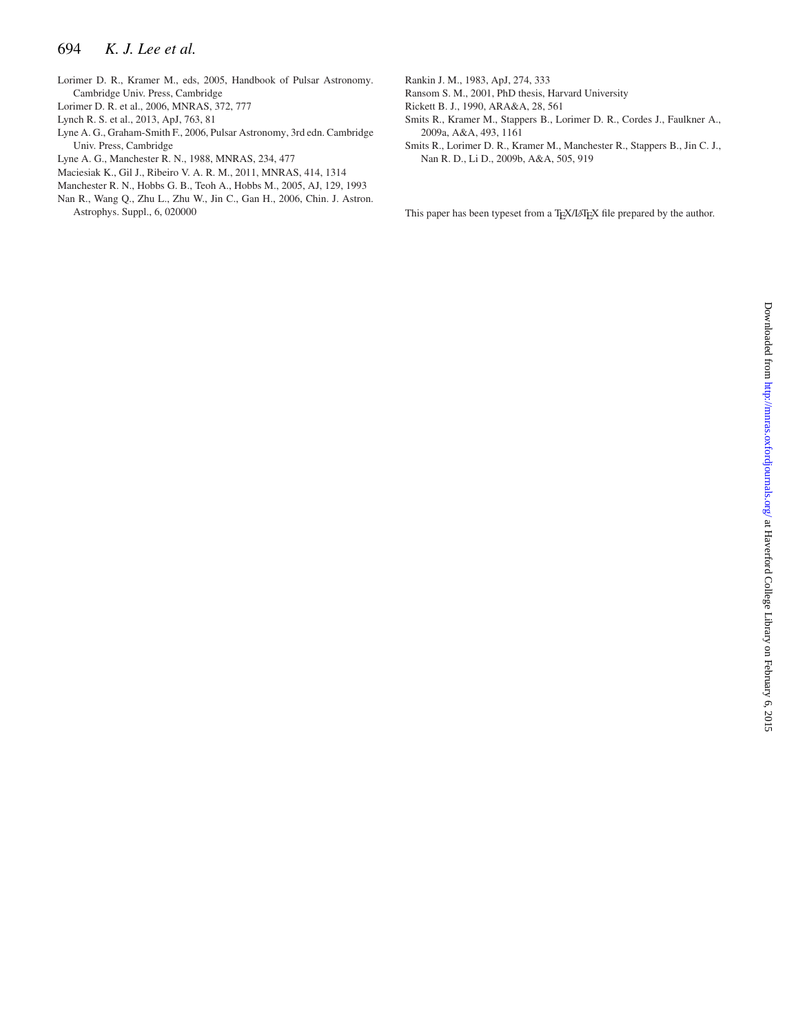Lorimer D. R., Kramer M., eds, 2005, Handbook of Pulsar Astronomy. Cambridge Univ. Press, Cambridge

Lorimer D. R. et al., 2006, MNRAS, 372, 777

Lynch R. S. et al., 2013, ApJ, 763, 81

Lyne A. G., Graham-Smith F., 2006, Pulsar Astronomy, 3rd edn. Cambridge Univ. Press, Cambridge

Lyne A. G., Manchester R. N., 1988, MNRAS, 234, 477

Maciesiak K., Gil J., Ribeiro V. A. R. M., 2011, MNRAS, 414, 1314

Manchester R. N., Hobbs G. B., Teoh A., Hobbs M., 2005, AJ, 129, 1993

Nan R., Wang Q., Zhu L., Zhu W., Jin C., Gan H., 2006, Chin. J. Astron. Astrophys. Suppl., 6, 020000

Rankin J. M., 1983, ApJ, 274, 333

Ransom S. M., 2001, PhD thesis, Harvard University

Rickett B. J., 1990, ARA&A, 28, 561

Smits R., Kramer M., Stappers B., Lorimer D. R., Cordes J., Faulkner A., 2009a, A&A, 493, 1161

Smits R., Lorimer D. R., Kramer M., Manchester R., Stappers B., Jin C. J., Nan R. D., Li D., 2009b, A&A, 505, 919

This paper has been typeset from a TEX/LATEX file prepared by the author.